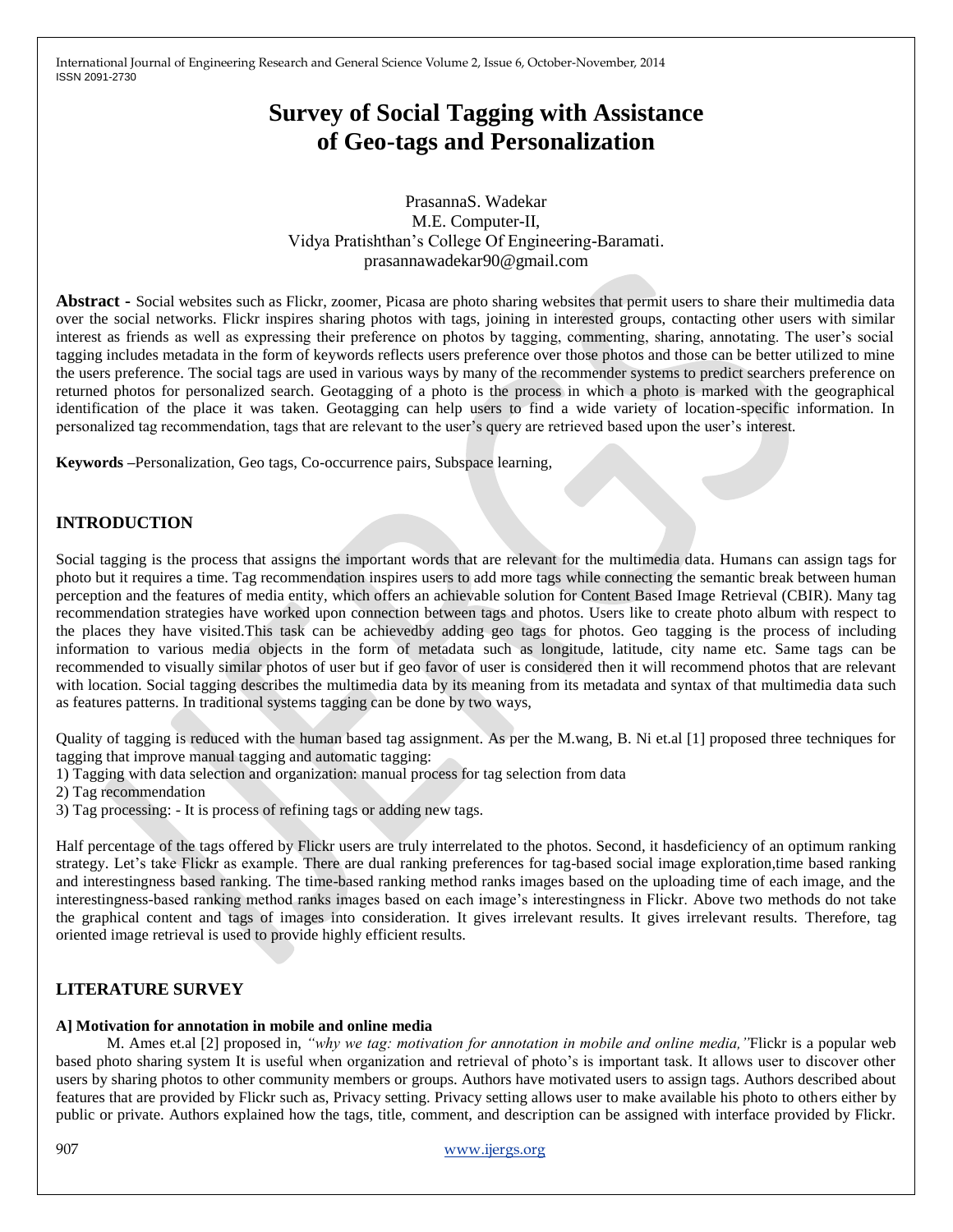# Survey of Social Tagging with Assistance of Geo-tags and Personalization

PrasannaS. Wadekar
M.E. Computer-II,
Vidya Pratishthan's College Of Engineering-Baramati.
prasannawadekar90@gmail.com

**Abstract -** Social websites such as Flickr, zoomer, Picasa are photo sharing websites that permit users to share their multimedia data over the social networks. Flickr inspires sharing photos with tags, joining in interested groups, contacting other users with similar interest as friends as well as expressing their preference on photos by tagging, commenting, sharing, annotating. The user's social tagging includes metadata in the form of keywords reflects users preference over those photos and those can be better utilized to mine the users preference. The social tags are used in various ways by many of the recommender systems to predict searchers preference on returned photos for personalized search. Geotagging of a photo is the process in which a photo is marked with the geographical identification of the place it was taken. Geotagging can help users to find a wide variety of location-specific information. In personalized tag recommendation, tags that are relevant to the user's query are retrieved based upon the user's interest.

**Keywords –**Personalization, Geo tags, Co-occurrence pairs, Subspace learning,

## INTRODUCTION

Social tagging is the process that assigns the important words that are relevant for the multimedia data. Humans can assign tags for photo but it requires a time. Tag recommendation inspires users to add more tags while connecting the semantic break between human perception and the features of media entity, which offers an achievable solution for Content Based Image Retrieval (CBIR). Many tag recommendation strategies have worked upon connection between tags and photos. Users like to create photo album with respect to the places they have visited.This task can be achievedby adding geo tags for photos. Geo tagging is the process of including information to various media objects in the form of metadata such as longitude, latitude, city name etc. Same tags can be recommended to visually similar photos of user but if geo favor of user is considered then it will recommend photos that are relevant with location. Social tagging describes the multimedia data by its meaning from its metadata and syntax of that multimedia data such as features patterns. In traditional systems tagging can be done by two ways,

Quality of tagging is reduced with the human based tag assignment. As per the M.wang, B. Ni et.al [1] proposed three techniques for tagging that improve manual tagging and automatic tagging:

1) Tagging with data selection and organization: manual process for tag selection from data
2) Tag recommendation
3) Tag processing: - It is process of refining tags or adding new tags.

Half percentage of the tags offered by Flickr users are truly interrelated to the photos. Second, it hasdeficiency of an optimum ranking strategy. Let's take Flickr as example. There are dual ranking preferences for tag-based social image exploration,time based ranking and interestingness based ranking. The time-based ranking method ranks images based on the uploading time of each image, and the interestingness-based ranking method ranks images based on each image's interestingness in Flickr. Above two methods do not take the graphical content and tags of images into consideration. It gives irrelevant results. It gives irrelevant results. Therefore, tag oriented image retrieval is used to provide highly efficient results.

## LITERATURE SURVEY

### A] Motivation for annotation in mobile and online media

M. Ames et.al [2] proposed in, *"why we tag: motivation for annotation in mobile and online media,"*Flickr is a popular web based photo sharing system It is useful when organization and retrieval of photo's is important task. It allows user to discover other users by sharing photos to other community members or groups. Authors have motivated users to assign tags. Authors described about features that are provided by Flickr such as, Privacy setting. Privacy setting allows user to make available his photo to others either by public or private. Authors explained how the tags, title, comment, and description can be assigned with interface provided by Flickr.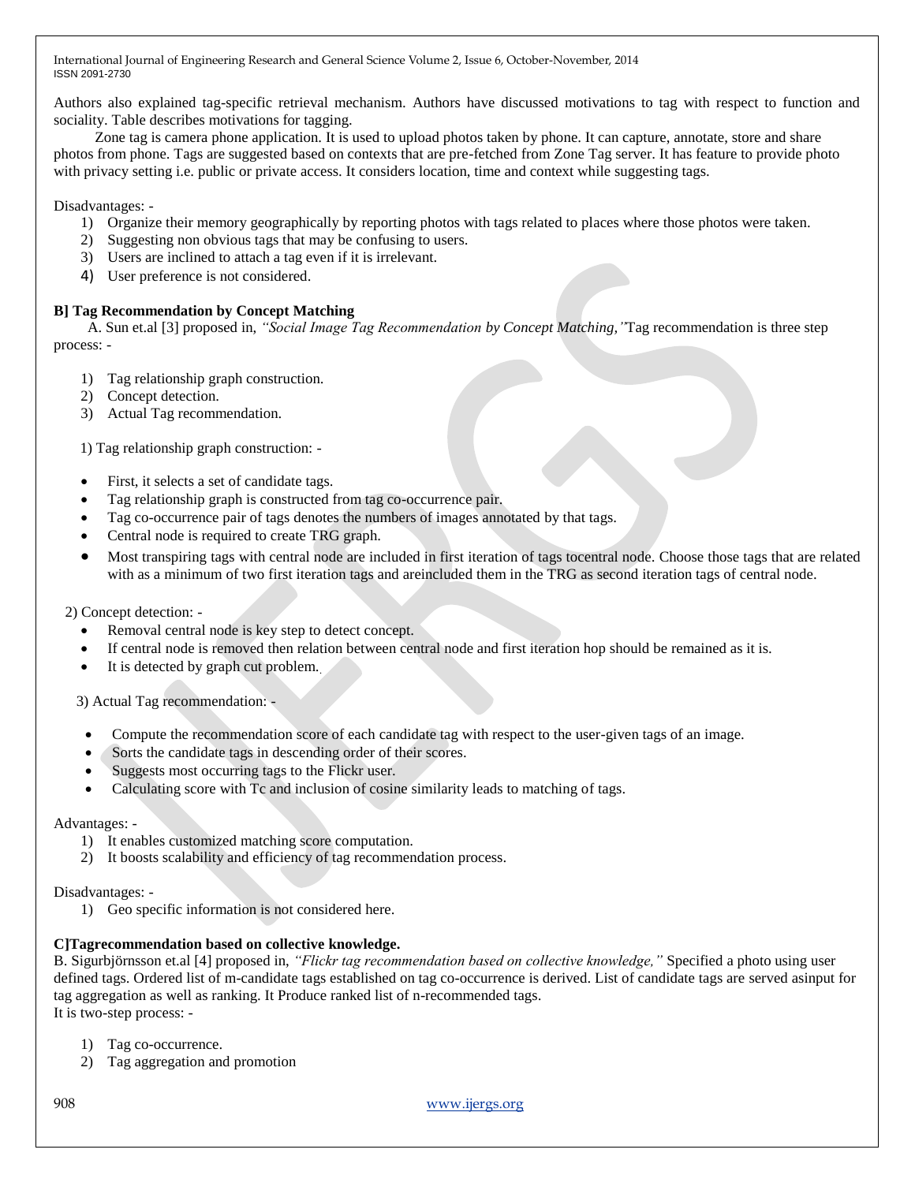Authors also explained tag-specific retrieval mechanism. Authors have discussed motivations to tag with respect to function and sociality. Table describes motivations for tagging.

Zone tag is camera phone application. It is used to upload photos taken by phone. It can capture, annotate, store and share photos from phone. Tags are suggested based on contexts that are pre-fetched from Zone Tag server. It has feature to provide photo with privacy setting i.e. public or private access. It considers location, time and context while suggesting tags.

Disadvantages: -

1) Organize their memory geographically by reporting photos with tags related to places where those photos were taken.
2) Suggesting non obvious tags that may be confusing to users.
3) Users are inclined to attach a tag even if it is irrelevant.
4) User preference is not considered.

**B] Tag Recommendation by Concept Matching**

A. Sun et.al [3] proposed in, *"Social Image Tag Recommendation by Concept Matching,"*Tag recommendation is three step process: -

1) Tag relationship graph construction.
2) Concept detection.
3) Actual Tag recommendation.

1) Tag relationship graph construction: -

- First, it selects a set of candidate tags.
- Tag relationship graph is constructed from tag co-occurrence pair.
- Tag co-occurrence pair of tags denotes the numbers of images annotated by that tags.
- Central node is required to create TRG graph.
- Most transpiring tags with central node are included in first iteration of tags tocentral node. Choose those tags that are related with as a minimum of two first iteration tags and areincluded them in the TRG as second iteration tags of central node.

2) Concept detection: -

- Removal central node is key step to detect concept.
- If central node is removed then relation between central node and first iteration hop should be remained as it is.
- It is detected by graph cut problem.

3) Actual Tag recommendation: -

- Compute the recommendation score of each candidate tag with respect to the user-given tags of an image.
- Sorts the candidate tags in descending order of their scores.
- Suggests most occurring tags to the Flickr user.
- Calculating score with Tc and inclusion of cosine similarity leads to matching of tags.

Advantages: -

1) It enables customized matching score computation.
2) It boosts scalability and efficiency of tag recommendation process.

Disadvantages: -

1) Geo specific information is not considered here.

**C]Tagrecommendation based on collective knowledge.**

B. Sigurbjörnsson et.al [4] proposed in, *"Flickr tag recommendation based on collective knowledge,"* Specified a photo using user defined tags. Ordered list of m-candidate tags established on tag co-occurrence is derived. List of candidate tags are served asinput for tag aggregation as well as ranking. It Produce ranked list of n-recommended tags.

It is two-step process: -

1) Tag co-occurrence.
2) Tag aggregation and promotion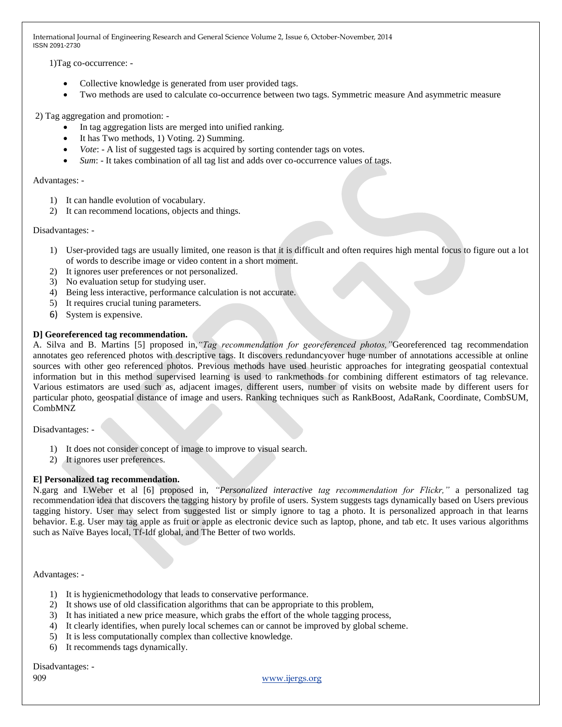1)Tag co-occurrence: -

- Collective knowledge is generated from user provided tags.
- Two methods are used to calculate co-occurrence between two tags. Symmetric measure And asymmetric measure

2) Tag aggregation and promotion: -

- In tag aggregation lists are merged into unified ranking.
- It has Two methods, 1) Voting. 2) Summing.
- *Vote*: - A list of suggested tags is acquired by sorting contender tags on votes.
- *Sum*: - It takes combination of all tag list and adds over co-occurrence values of tags.

Advantages: -

1) It can handle evolution of vocabulary.
2) It can recommend locations, objects and things.

Disadvantages: -

1) User-provided tags are usually limited, one reason is that it is difficult and often requires high mental focus to figure out a lot of words to describe image or video content in a short moment.
2) It ignores user preferences or not personalized.
3) No evaluation setup for studying user.
4) Being less interactive, performance calculation is not accurate.
5) It requires crucial tuning parameters.
6) System is expensive.

**D] Georeferenced tag recommendation.**

A. Silva and B. Martins [5] proposed in,*"Tag recommendation for georeferenced photos,"*Georeferenced tag recommendation annotates geo referenced photos with descriptive tags. It discovers redundancyover huge number of annotations accessible at online sources with other geo referenced photos. Previous methods have used heuristic approaches for integrating geospatial contextual information but in this method supervised learning is used to rankmethods for combining different estimators of tag relevance. Various estimators are used such as, adjacent images, different users, number of visits on website made by different users for particular photo, geospatial distance of image and users. Ranking techniques such as RankBoost, AdaRank, Coordinate, CombSUM, CombMNZ

Disadvantages: -

1) It does not consider concept of image to improve to visual search.
2) It ignores user preferences.

**E] Personalized tag recommendation.**

N.garg and I.Weber et al [6] proposed in, *"Personalized interactive tag recommendation for Flickr,"* a personalized tag recommendation idea that discovers the tagging history by profile of users. System suggests tags dynamically based on Users previous tagging history. User may select from suggested list or simply ignore to tag a photo. It is personalized approach in that learns behavior. E.g. User may tag apple as fruit or apple as electronic device such as laptop, phone, and tab etc. It uses various algorithms such as Naïve Bayes local, Tf-Idf global, and The Better of two worlds.

Advantages: -

1) It is hygienicmethodology that leads to conservative performance.
2) It shows use of old classification algorithms that can be appropriate to this problem,
3) It has initiated a new price measure, which grabs the effort of the whole tagging process,
4) It clearly identifies, when purely local schemes can or cannot be improved by global scheme.
5) It is less computationally complex than collective knowledge.
6) It recommends tags dynamically.

Disadvantages: -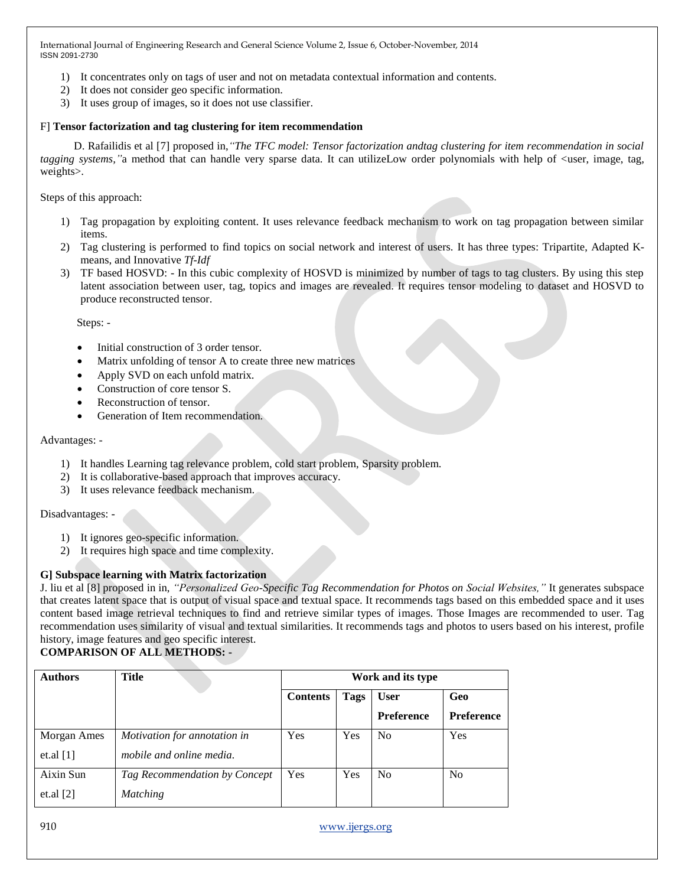1) It concentrates only on tags of user and not on metadata contextual information and contents.
2) It does not consider geo specific information.
3) It uses group of images, so it does not use classifier.

F] **Tensor factorization and tag clustering for item recommendation**

D. Rafailidis et al [7] proposed in,*"The TFC model: Tensor factorization andtag clustering for item recommendation in social tagging systems,"*a method that can handle very sparse data. It can utilizeLow order polynomials with help of <user, image, tag, weights>.

Steps of this approach:

1) Tag propagation by exploiting content. It uses relevance feedback mechanism to work on tag propagation between similar items.
2) Tag clustering is performed to find topics on social network and interest of users. It has three types: Tripartite, Adapted K-means, and Innovative *Tf-Idf*
3) TF based HOSVD: - In this cubic complexity of HOSVD is minimized by number of tags to tag clusters. By using this step latent association between user, tag, topics and images are revealed. It requires tensor modeling to dataset and HOSVD to produce reconstructed tensor.

Steps: -

- Initial construction of 3 order tensor.
- Matrix unfolding of tensor A to create three new matrices
- Apply SVD on each unfold matrix.
- Construction of core tensor S.
- Reconstruction of tensor.
- Generation of Item recommendation.

Advantages: -

1) It handles Learning tag relevance problem, cold start problem, Sparsity problem.
2) It is collaborative-based approach that improves accuracy.
3) It uses relevance feedback mechanism.

Disadvantages: -

1) It ignores geo-specific information.
2) It requires high space and time complexity.

**G] Subspace learning with Matrix factorization**

J. liu et al [8] proposed in in, *"Personalized Geo-Specific Tag Recommendation for Photos on Social Websites,"* It generates subspace that creates latent space that is output of visual space and textual space. It recommends tags based on this embedded space and it uses content based image retrieval techniques to find and retrieve similar types of images. Those Images are recommended to user. Tag recommendation uses similarity of visual and textual similarities. It recommends tags and photos to users based on his interest, profile history, image features and geo specific interest.

**COMPARISON OF ALL METHODS: -**

| Authors | Title | Work and its type | | | |
|---|---|---|---|---|---|
| | | Contents | Tags | User Preference | Geo Preference |
| Morgan Ames et.al [1] | *Motivation for annotation in mobile and online media.* | Yes | Yes | No | Yes |
| Aixin Sun et.al [2] | *Tag Recommendation by Concept Matching* | Yes | Yes | No | No |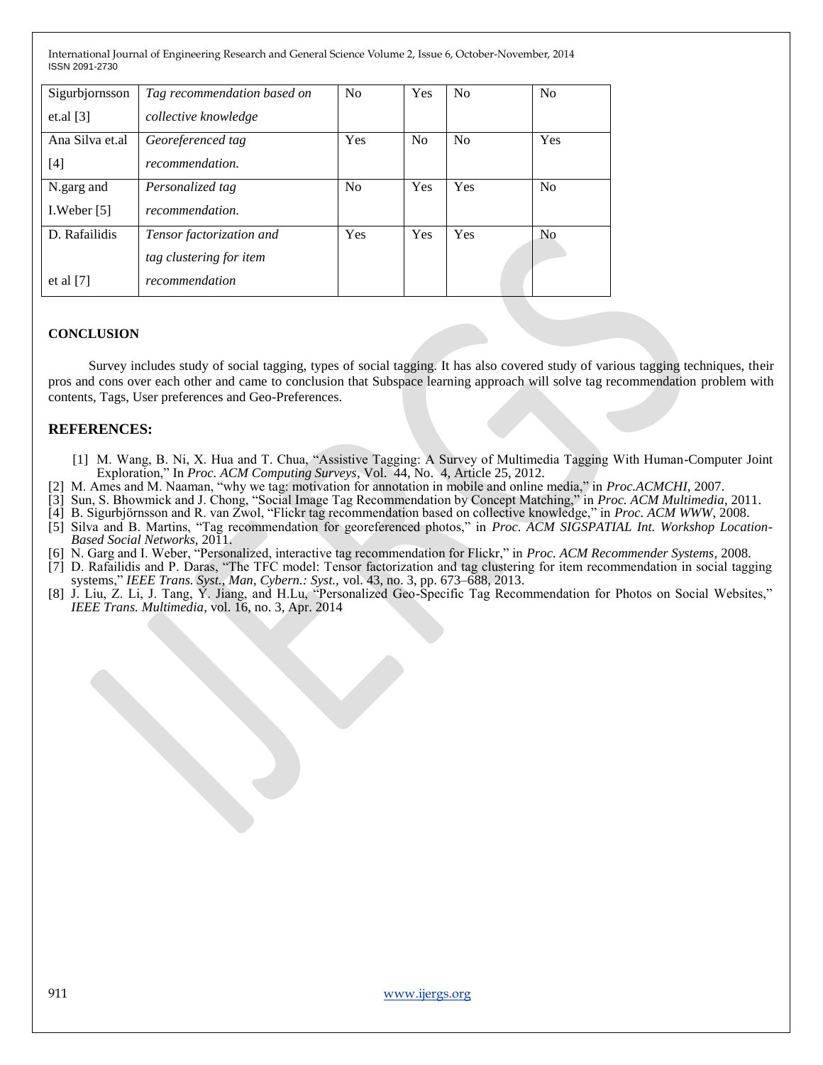| | | | | | |
|---|---|---|---|---|---|
| Sigurbjornsson et.al [3] | *Tag recommendation based on collective knowledge* | No | Yes | No | No |
| Ana Silva et.al [4] | *Georeferenced tag recommendation.* | Yes | No | No | Yes |
| N.garg and I.Weber [5] | *Personalized tag recommendation.* | No | Yes | Yes | No |
| D. Rafailidis et al [7] | *Tensor factorization and tag clustering for item recommendation* | Yes | Yes | Yes | No |

## CONCLUSION

Survey includes study of social tagging, types of social tagging. It has also covered study of various tagging techniques, their pros and cons over each other and came to conclusion that Subspace learning approach will solve tag recommendation problem with contents, Tags, User preferences and Geo-Preferences.

## REFERENCES:

[1] M. Wang, B. Ni, X. Hua and T. Chua, "Assistive Tagging: A Survey of Multimedia Tagging With Human-Computer Joint Exploration," In *Proc. ACM Computing Surveys*, Vol. 44, No. 4, Article 25, 2012.

[2] M. Ames and M. Naaman, "why we tag: motivation for annotation in mobile and online media," in *Proc.ACMCHI*, 2007.

[3] Sun, S. Bhowmick and J. Chong, "Social Image Tag Recommendation by Concept Matching," in *Proc. ACM Multimedia*, 2011.

[4] B. Sigurbjörnsson and R. van Zwol, "Flickr tag recommendation based on collective knowledge," in *Proc. ACM WWW*, 2008.

[5] Silva and B. Martins, "Tag recommendation for georeferenced photos," in *Proc. ACM SIGSPATIAL Int. Workshop Location-Based Social Networks*, 2011.

[6] N. Garg and I. Weber, "Personalized, interactive tag recommendation for Flickr," in *Proc. ACM Recommender Systems*, 2008.

[7] D. Rafailidis and P. Daras, "The TFC model: Tensor factorization and tag clustering for item recommendation in social tagging systems," *IEEE Trans. Syst., Man, Cybern.: Syst.*, vol. 43, no. 3, pp. 673–688, 2013.

[8] J. Liu, Z. Li, J. Tang, Y. Jiang, and H.Lu, "Personalized Geo-Specific Tag Recommendation for Photos on Social Websites," *IEEE Trans. Multimedia*, vol. 16, no. 3, Apr. 2014